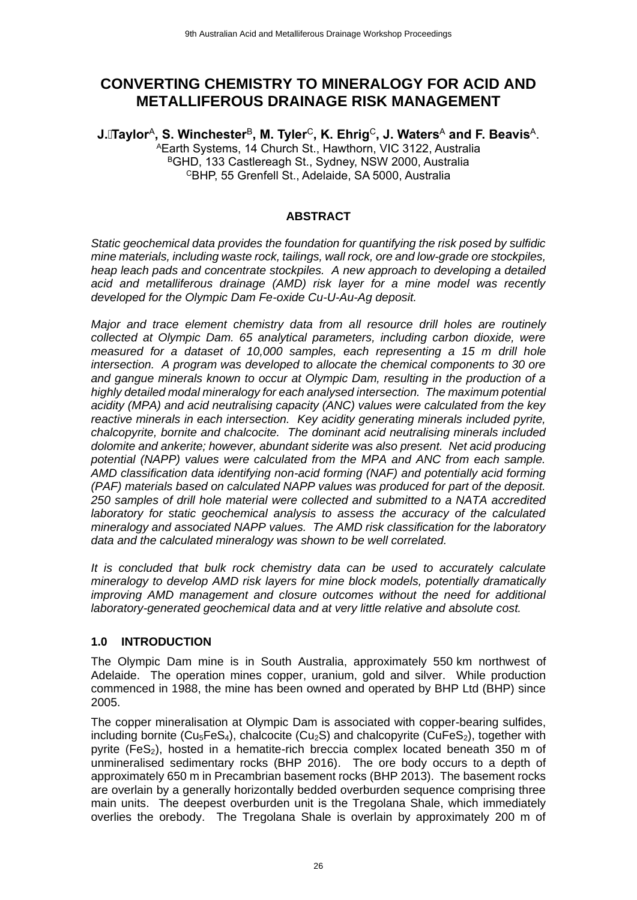// CONVERTING CHEMISTRY TO MINERALOGY FOR ACID AND METALLIFEROUS DRAINAGE RISK MANAGEMENT

**J. Taylor[A], S. Winchester[B], M. Tyler[C], K. Ehrig[C], J. Waters[A] and F. Beavis[A].**

[A]Earth Systems, 14 Church St., Hawthorn, VIC 3122, Australia
[B]GHD, 133 Castlereagh St., Sydney, NSW 2000, Australia
[C]BHP, 55 Grenfell St., Adelaide, SA 5000, Australia

## ABSTRACT

*Static geochemical data provides the foundation for quantifying the risk posed by sulfidic mine materials, including waste rock, tailings, wall rock, ore and low-grade ore stockpiles, heap leach pads and concentrate stockpiles. A new approach to developing a detailed acid and metalliferous drainage (AMD) risk layer for a mine model was recently developed for the Olympic Dam Fe-oxide Cu-U-Au-Ag deposit.*

*Major and trace element chemistry data from all resource drill holes are routinely collected at Olympic Dam. 65 analytical parameters, including carbon dioxide, were measured for a dataset of 10,000 samples, each representing a 15 m drill hole intersection. A program was developed to allocate the chemical components to 30 ore and gangue minerals known to occur at Olympic Dam, resulting in the production of a highly detailed modal mineralogy for each analysed intersection. The maximum potential acidity (MPA) and acid neutralising capacity (ANC) values were calculated from the key reactive minerals in each intersection. Key acidity generating minerals included pyrite, chalcopyrite, bornite and chalcocite. The dominant acid neutralising minerals included dolomite and ankerite; however, abundant siderite was also present. Net acid producing potential (NAPP) values were calculated from the MPA and ANC from each sample. AMD classification data identifying non-acid forming (NAF) and potentially acid forming (PAF) materials based on calculated NAPP values was produced for part of the deposit. 250 samples of drill hole material were collected and submitted to a NATA accredited laboratory for static geochemical analysis to assess the accuracy of the calculated mineralogy and associated NAPP values. The AMD risk classification for the laboratory data and the calculated mineralogy was shown to be well correlated.*

*It is concluded that bulk rock chemistry data can be used to accurately calculate mineralogy to develop AMD risk layers for mine block models, potentially dramatically improving AMD management and closure outcomes without the need for additional laboratory-generated geochemical data and at very little relative and absolute cost.*

## 1.0 INTRODUCTION

The Olympic Dam mine is in South Australia, approximately 550 km northwest of Adelaide. The operation mines copper, uranium, gold and silver. While production commenced in 1988, the mine has been owned and operated by BHP Ltd (BHP) since 2005.

The copper mineralisation at Olympic Dam is associated with copper-bearing sulfides, including bornite ($Cu_5FeS_4$), chalcocite ($Cu_2S$) and chalcopyrite ($CuFeS_2$), together with pyrite ($FeS_2$), hosted in a hematite-rich breccia complex located beneath 350 m of unmineralised sedimentary rocks (BHP 2016). The ore body occurs to a depth of approximately 650 m in Precambrian basement rocks (BHP 2013). The basement rocks are overlain by a generally horizontally bedded overburden sequence comprising three main units. The deepest overburden unit is the Tregolana Shale, which immediately overlies the orebody. The Tregolana Shale is overlain by approximately 200 m of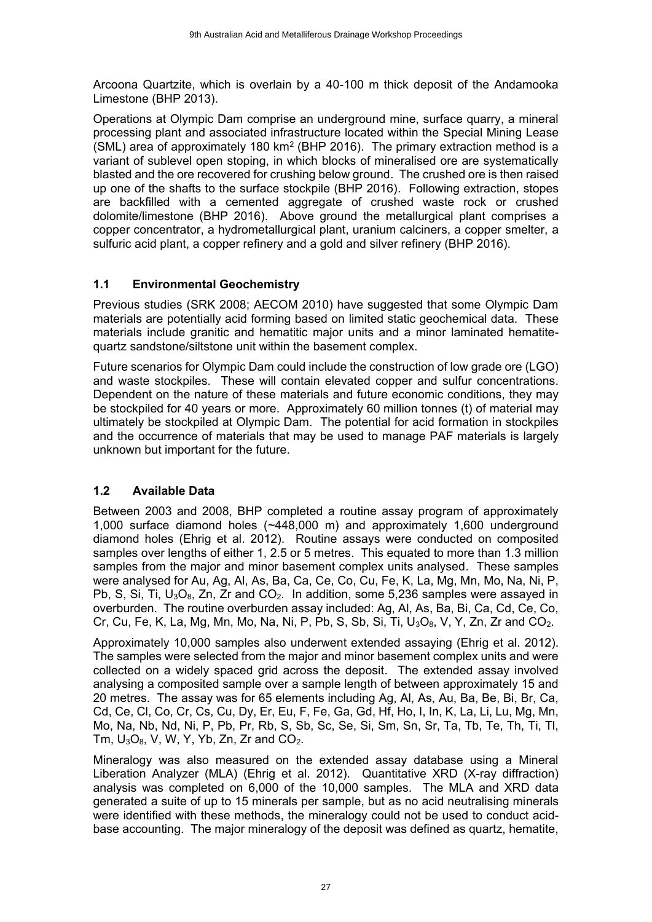Arcoona Quartzite, which is overlain by a 40-100 m thick deposit of the Andamooka Limestone (BHP 2013).

Operations at Olympic Dam comprise an underground mine, surface quarry, a mineral processing plant and associated infrastructure located within the Special Mining Lease (SML) area of approximately 180 $km^2$ (BHP 2016). The primary extraction method is a variant of sublevel open stoping, in which blocks of mineralised ore are systematically blasted and the ore recovered for crushing below ground. The crushed ore is then raised up one of the shafts to the surface stockpile (BHP 2016). Following extraction, stopes are backfilled with a cemented aggregate of crushed waste rock or crushed dolomite/limestone (BHP 2016). Above ground the metallurgical plant comprises a copper concentrator, a hydrometallurgical plant, uranium calciners, a copper smelter, a sulfuric acid plant, a copper refinery and a gold and silver refinery (BHP 2016).

## 1.1 Environmental Geochemistry

Previous studies (SRK 2008; AECOM 2010) have suggested that some Olympic Dam materials are potentially acid forming based on limited static geochemical data. These materials include granitic and hematitic major units and a minor laminated hematite-quartz sandstone/siltstone unit within the basement complex.

Future scenarios for Olympic Dam could include the construction of low grade ore (LGO) and waste stockpiles. These will contain elevated copper and sulfur concentrations. Dependent on the nature of these materials and future economic conditions, they may be stockpiled for 40 years or more. Approximately 60 million tonnes (t) of material may ultimately be stockpiled at Olympic Dam. The potential for acid formation in stockpiles and the occurrence of materials that may be used to manage PAF materials is largely unknown but important for the future.

## 1.2 Available Data

Between 2003 and 2008, BHP completed a routine assay program of approximately 1,000 surface diamond holes (~448,000 m) and approximately 1,600 underground diamond holes (Ehrig et al. 2012). Routine assays were conducted on composited samples over lengths of either 1, 2.5 or 5 metres. This equated to more than 1.3 million samples from the major and minor basement complex units analysed. These samples were analysed for Au, Ag, Al, As, Ba, Ca, Ce, Co, Cu, Fe, K, La, Mg, Mn, Mo, Na, Ni, P, Pb, S, Si, Ti, $U_3O_8$, Zn, Zr and $CO_2$. In addition, some 5,236 samples were assayed in overburden. The routine overburden assay included: Ag, Al, As, Ba, Bi, Ca, Cd, Ce, Co, Cr, Cu, Fe, K, La, Mg, Mn, Mo, Na, Ni, P, Pb, S, Sb, Si, Ti, $U_3O_8$, V, Y, Zn, Zr and $CO_2$.

Approximately 10,000 samples also underwent extended assaying (Ehrig et al. 2012). The samples were selected from the major and minor basement complex units and were collected on a widely spaced grid across the deposit. The extended assay involved analysing a composited sample over a sample length of between approximately 15 and 20 metres. The assay was for 65 elements including Ag, Al, As, Au, Ba, Be, Bi, Br, Ca, Cd, Ce, Cl, Co, Cr, Cs, Cu, Dy, Er, Eu, F, Fe, Ga, Gd, Hf, Ho, I, In, K, La, Li, Lu, Mg, Mn, Mo, Na, Nb, Nd, Ni, P, Pb, Pr, Rb, S, Sb, Sc, Se, Si, Sm, Sn, Sr, Ta, Tb, Te, Th, Ti, Tl, Tm, $U_3O_8$, V, W, Y, Yb, Zn, Zr and $CO_2$.

Mineralogy was also measured on the extended assay database using a Mineral Liberation Analyzer (MLA) (Ehrig et al. 2012). Quantitative XRD (X-ray diffraction) analysis was completed on 6,000 of the 10,000 samples. The MLA and XRD data generated a suite of up to 15 minerals per sample, but as no acid neutralising minerals were identified with these methods, the mineralogy could not be used to conduct acid-base accounting. The major mineralogy of the deposit was defined as quartz, hematite,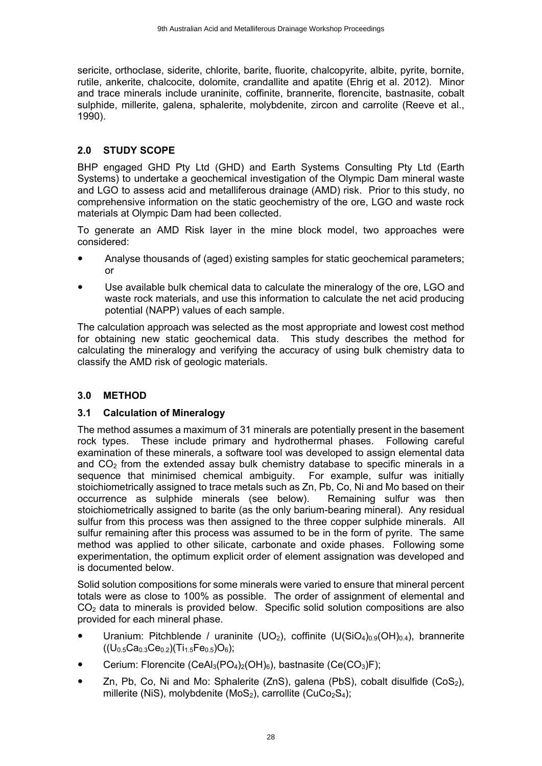sericite, orthoclase, siderite, chlorite, barite, fluorite, chalcopyrite, albite, pyrite, bornite, rutile, ankerite, chalcocite, dolomite, crandallite and apatite (Ehrig et al. 2012). Minor and trace minerals include uraninite, coffinite, brannerite, florencite, bastnasite, cobalt sulphide, millerite, galena, sphalerite, molybdenite, zircon and carrolite (Reeve et al., 1990).

## 2.0 STUDY SCOPE

BHP engaged GHD Pty Ltd (GHD) and Earth Systems Consulting Pty Ltd (Earth Systems) to undertake a geochemical investigation of the Olympic Dam mineral waste and LGO to assess acid and metalliferous drainage (AMD) risk. Prior to this study, no comprehensive information on the static geochemistry of the ore, LGO and waste rock materials at Olympic Dam had been collected.

To generate an AMD Risk layer in the mine block model, two approaches were considered:

- Analyse thousands of (aged) existing samples for static geochemical parameters; or
- Use available bulk chemical data to calculate the mineralogy of the ore, LGO and waste rock materials, and use this information to calculate the net acid producing potential (NAPP) values of each sample.

The calculation approach was selected as the most appropriate and lowest cost method for obtaining new static geochemical data. This study describes the method for calculating the mineralogy and verifying the accuracy of using bulk chemistry data to classify the AMD risk of geologic materials.

## 3.0 METHOD

### 3.1 Calculation of Mineralogy

The method assumes a maximum of 31 minerals are potentially present in the basement rock types. These include primary and hydrothermal phases. Following careful examination of these minerals, a software tool was developed to assign elemental data and $CO_2$ from the extended assay bulk chemistry database to specific minerals in a sequence that minimised chemical ambiguity. For example, sulfur was initially stoichiometrically assigned to trace metals such as Zn, Pb, Co, Ni and Mo based on their occurrence as sulphide minerals (see below). Remaining sulfur was then stoichiometrically assigned to barite (as the only barium-bearing mineral). Any residual sulfur from this process was then assigned to the three copper sulphide minerals. All sulfur remaining after this process was assumed to be in the form of pyrite. The same method was applied to other silicate, carbonate and oxide phases. Following some experimentation, the optimum explicit order of element assignation was developed and is documented below.

Solid solution compositions for some minerals were varied to ensure that mineral percent totals were as close to 100% as possible. The order of assignment of elemental and $CO_2$ data to minerals is provided below. Specific solid solution compositions are also provided for each mineral phase.

- Uranium: Pitchblende / uraninite ($UO_2$), coffinite ($U(SiO_4)_{0.9}(OH)_{0.4}$), brannerite ($(U_{0.5}Ca_{0.3}Ce_{0.2})(Ti_{1.5}Fe_{0.5})O_6$);
- Cerium: Florencite ($CeAl_3(PO_4)_2(OH)_6$), bastnasite ($Ce(CO_3)F$);
- Zn, Pb, Co, Ni and Mo: Sphalerite ($ZnS$), galena ($PbS$), cobalt disulfide ($CoS_2$), millerite ($NiS$), molybdenite ($MoS_2$), carrollite ($CuCo_2S_4$);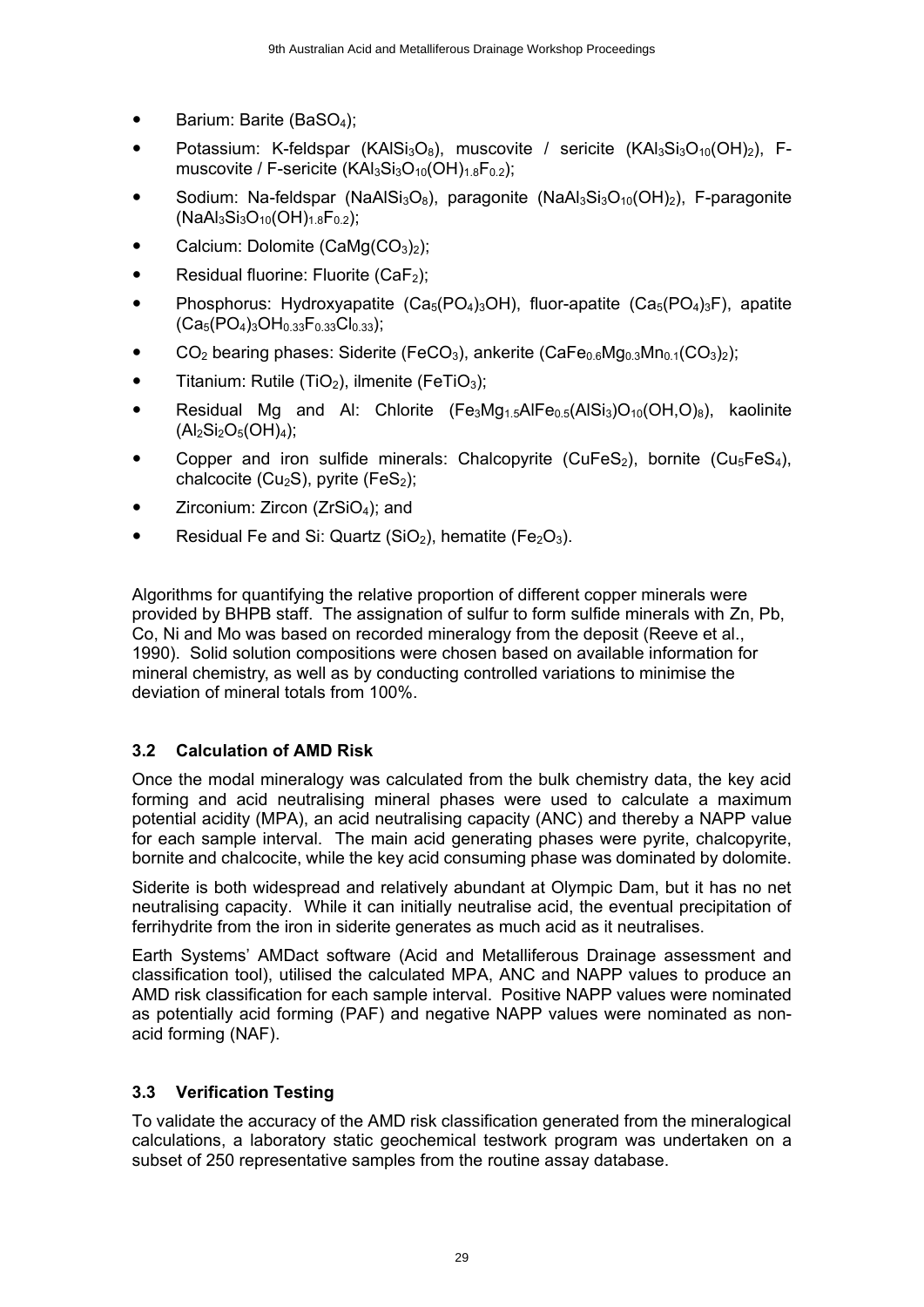- Barium: Barite ($BaSO_4$);
- Potassium: K-feldspar ($KAlSi_3O_8$), muscovite / sericite ($KAl_3Si_3O_{10}(OH)_2$), F-muscovite / F-sericite ($KAl_3Si_3O_{10}(OH)_{1.8}F_{0.2}$);
- Sodium: Na-feldspar ($NaAlSi_3O_8$), paragonite ($NaAl_3Si_3O_{10}(OH)_2$), F-paragonite ($NaAl_3Si_3O_{10}(OH)_{1.8}F_{0.2}$);
- Calcium: Dolomite ($CaMg(CO_3)_2$);
- Residual fluorine: Fluorite ($CaF_2$);
- Phosphorus: Hydroxyapatite ($Ca_5(PO_4)_3OH$), fluor-apatite ($Ca_5(PO_4)_3F$), apatite ($Ca_5(PO_4)_3OH_{0.33}F_{0.33}Cl_{0.33}$);
- $CO_2$ bearing phases: Siderite ($FeCO_3$), ankerite ($CaFe_{0.6}Mg_{0.3}Mn_{0.1}(CO_3)_2$);
- Titanium: Rutile ($TiO_2$), ilmenite ($FeTiO_3$);
- Residual Mg and Al: Chlorite ($Fe_3Mg_{1.5}AlFe_{0.5}(AlSi_3)O_{10}(OH,O)_8$), kaolinite ($Al_2Si_2O_5(OH)_4$);
- Copper and iron sulfide minerals: Chalcopyrite ($CuFeS_2$), bornite ($Cu_5FeS_4$), chalcocite ($Cu_2S$), pyrite ($FeS_2$);
- Zirconium: Zircon ($ZrSiO_4$); and
- Residual Fe and Si: Quartz ($SiO_2$), hematite ($Fe_2O_3$).

Algorithms for quantifying the relative proportion of different copper minerals were provided by BHPB staff. The assignation of sulfur to form sulfide minerals with Zn, Pb, Co, Ni and Mo was based on recorded mineralogy from the deposit (Reeve et al., 1990). Solid solution compositions were chosen based on available information for mineral chemistry, as well as by conducting controlled variations to minimise the deviation of mineral totals from 100%.

### 3.2 Calculation of AMD Risk

Once the modal mineralogy was calculated from the bulk chemistry data, the key acid forming and acid neutralising mineral phases were used to calculate a maximum potential acidity (MPA), an acid neutralising capacity (ANC) and thereby a NAPP value for each sample interval. The main acid generating phases were pyrite, chalcopyrite, bornite and chalcocite, while the key acid consuming phase was dominated by dolomite.

Siderite is both widespread and relatively abundant at Olympic Dam, but it has no net neutralising capacity. While it can initially neutralise acid, the eventual precipitation of ferrihydrite from the iron in siderite generates as much acid as it neutralises.

Earth Systems' AMDact software (Acid and Metalliferous Drainage assessment and classification tool), utilised the calculated MPA, ANC and NAPP values to produce an AMD risk classification for each sample interval. Positive NAPP values were nominated as potentially acid forming (PAF) and negative NAPP values were nominated as non-acid forming (NAF).

### 3.3 Verification Testing

To validate the accuracy of the AMD risk classification generated from the mineralogical calculations, a laboratory static geochemical testwork program was undertaken on a subset of 250 representative samples from the routine assay database.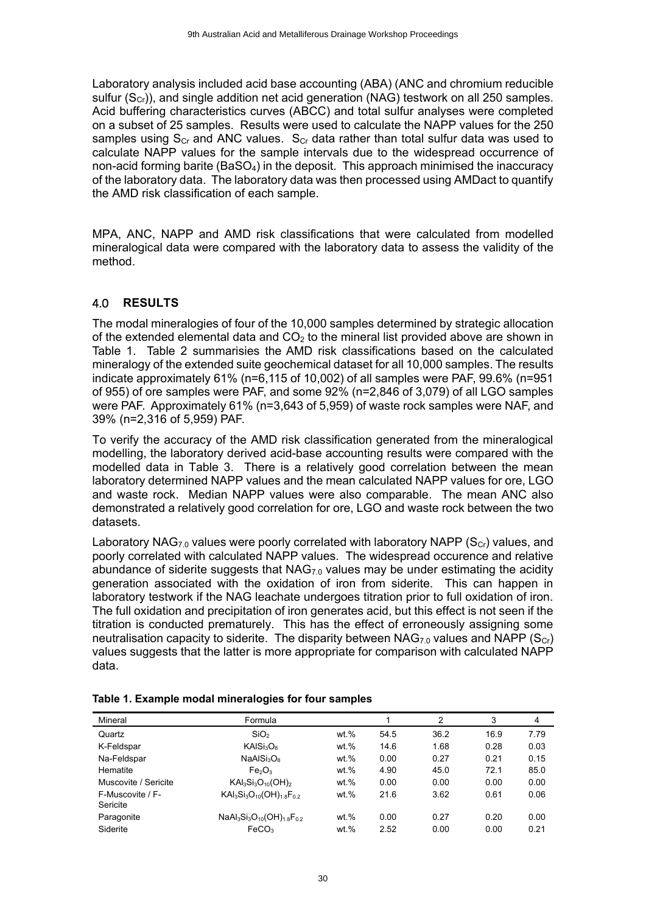Laboratory analysis included acid base accounting (ABA) (ANC and chromium reducible sulfur ($S_{Cr}$)), and single addition net acid generation (NAG) testwork on all 250 samples. Acid buffering characteristics curves (ABCC) and total sulfur analyses were completed on a subset of 25 samples. Results were used to calculate the NAPP values for the 250 samples using $S_{Cr}$ and ANC values. $S_{Cr}$ data rather than total sulfur data was used to calculate NAPP values for the sample intervals due to the widespread occurrence of non-acid forming barite ($BaSO_4$) in the deposit. This approach minimised the inaccuracy of the laboratory data. The laboratory data was then processed using AMDact to quantify the AMD risk classification of each sample.

MPA, ANC, NAPP and AMD risk classifications that were calculated from modelled mineralogical data were compared with the laboratory data to assess the validity of the method.

## 4.0 RESULTS

The modal mineralogies of four of the 10,000 samples determined by strategic allocation of the extended elemental data and $CO_2$ to the mineral list provided above are shown in Table 1. Table 2 summarisies the AMD risk classifications based on the calculated mineralogy of the extended suite geochemical dataset for all 10,000 samples. The results indicate approximately 61% (n=6,115 of 10,002) of all samples were PAF, 99.6% (n=951 of 955) of ore samples were PAF, and some 92% (n=2,846 of 3,079) of all LGO samples were PAF. Approximately 61% (n=3,643 of 5,959) of waste rock samples were NAF, and 39% (n=2,316 of 5,959) PAF.

To verify the accuracy of the AMD risk classification generated from the mineralogical modelling, the laboratory derived acid-base accounting results were compared with the modelled data in Table 3. There is a relatively good correlation between the mean laboratory determined NAPP values and the mean calculated NAPP values for ore, LGO and waste rock. Median NAPP values were also comparable. The mean ANC also demonstrated a relatively good correlation for ore, LGO and waste rock between the two datasets.

Laboratory $NAG_{7.0}$ values were poorly correlated with laboratory NAPP ($S_{Cr}$) values, and poorly correlated with calculated NAPP values. The widespread occurence and relative abundance of siderite suggests that $NAG_{7.0}$ values may be under estimating the acidity generation associated with the oxidation of iron from siderite. This can happen in laboratory testwork if the NAG leachate undergoes titration prior to full oxidation of iron. The full oxidation and precipitation of iron generates acid, but this effect is not seen if the titration is conducted prematurely. This has the effect of erroneously assigning some neutralisation capacity to siderite. The disparity between $NAG_{7.0}$ values and NAPP ($S_{Cr}$) values suggests that the latter is more appropriate for comparison with calculated NAPP data.

**Table 1. Example modal mineralogies for four samples**

| Mineral | Formula | | 1 | 2 | 3 | 4 |
|---|---|---|---|---|---|---|
| Quartz | $SiO_2$ | wt.% | 54.5 | 36.2 | 16.9 | 7.79 |
| K-Feldspar | $KAlSi_3O_8$ | wt.% | 14.6 | 1.68 | 0.28 | 0.03 |
| Na-Feldspar | $NaAlSi_3O_8$ | wt.% | 0.00 | 0.27 | 0.21 | 0.15 |
| Hematite | $Fe_2O_3$ | wt.% | 4.90 | 45.0 | 72.1 | 85.0 |
| Muscovite / Sericite | $KAl_3Si_3O_{10}(OH)_2$ | wt.% | 0.00 | 0.00 | 0.00 | 0.00 |
| F-Muscovite / F-Sericite | $KAl_3Si_3O_{10}(OH)_{1.8}F_{0.2}$ | wt.% | 21.6 | 3.62 | 0.61 | 0.06 |
| Paragonite | $NaAl_3Si_3O_{10}(OH)_{1.8}F_{0.2}$ | wt.% | 0.00 | 0.27 | 0.20 | 0.00 |
| Siderite | $FeCO_3$ | wt.% | 2.52 | 0.00 | 0.00 | 0.21 |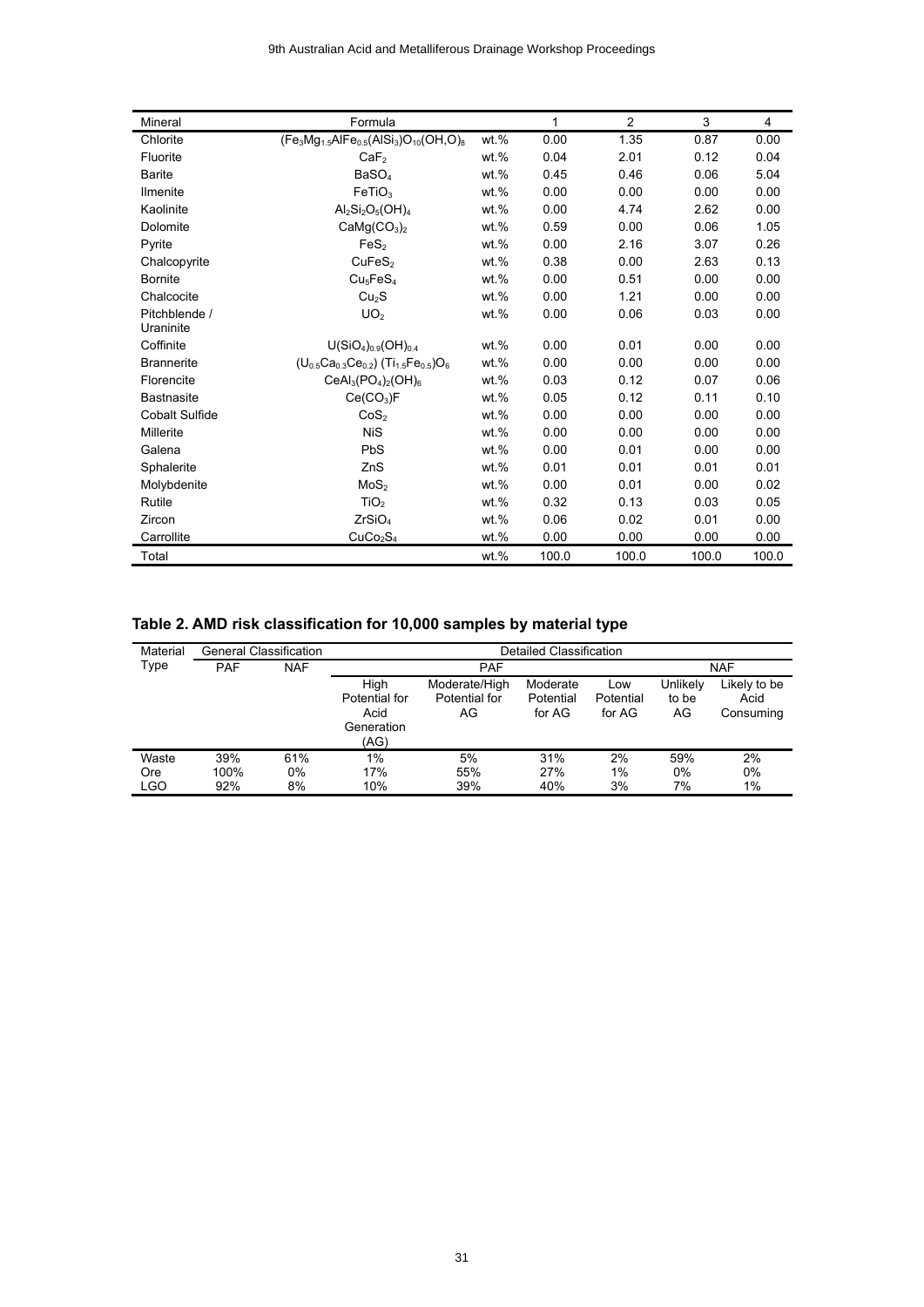| Mineral | Formula | | 1 | 2 | 3 | 4 |
|---|---|---|---|---|---|---|
| Chlorite | $(Fe_3Mg_{1.5}AlFe_{0.5}(AlSi_3)O_{10}(OH,O)_8$ | wt.% | 0.00 | 1.35 | 0.87 | 0.00 |
| Fluorite | $CaF_2$ | wt.% | 0.04 | 2.01 | 0.12 | 0.04 |
| Barite | $BaSO_4$ | wt.% | 0.45 | 0.46 | 0.06 | 5.04 |
| Ilmenite | $FeTiO_3$ | wt.% | 0.00 | 0.00 | 0.00 | 0.00 |
| Kaolinite | $Al_2Si_2O_5(OH)_4$ | wt.% | 0.00 | 4.74 | 2.62 | 0.00 |
| Dolomite | $CaMg(CO_3)_2$ | wt.% | 0.59 | 0.00 | 0.06 | 1.05 |
| Pyrite | $FeS_2$ | wt.% | 0.00 | 2.16 | 3.07 | 0.26 |
| Chalcopyrite | $CuFeS_2$ | wt.% | 0.38 | 0.00 | 2.63 | 0.13 |
| Bornite | $Cu_5FeS_4$ | wt.% | 0.00 | 0.51 | 0.00 | 0.00 |
| Chalcocite | $Cu_2S$ | wt.% | 0.00 | 1.21 | 0.00 | 0.00 |
| Pitchblende / Uraninite | $UO_2$ | wt.% | 0.00 | 0.06 | 0.03 | 0.00 |
| Coffinite | $U(SiO_4)_{0.9}(OH)_{0.4}$ | wt.% | 0.00 | 0.01 | 0.00 | 0.00 |
| Brannerite | $(U_{0.5}Ca_{0.3}Ce_{0.2})\ (Ti_{1.5}Fe_{0.5})O_6$ | wt.% | 0.00 | 0.00 | 0.00 | 0.00 |
| Florencite | $CeAl_3(PO_4)_2(OH)_6$ | wt.% | 0.03 | 0.12 | 0.07 | 0.06 |
| Bastnasite | $Ce(CO_3)F$ | wt.% | 0.05 | 0.12 | 0.11 | 0.10 |
| Cobalt Sulfide | $CoS_2$ | wt.% | 0.00 | 0.00 | 0.00 | 0.00 |
| Millerite | $NiS$ | wt.% | 0.00 | 0.00 | 0.00 | 0.00 |
| Galena | $PbS$ | wt.% | 0.00 | 0.01 | 0.00 | 0.00 |
| Sphalerite | $ZnS$ | wt.% | 0.01 | 0.01 | 0.01 | 0.01 |
| Molybdenite | $MoS_2$ | wt.% | 0.00 | 0.01 | 0.00 | 0.02 |
| Rutile | $TiO_2$ | wt.% | 0.32 | 0.13 | 0.03 | 0.05 |
| Zircon | $ZrSiO_4$ | wt.% | 0.06 | 0.02 | 0.01 | 0.00 |
| Carrollite | $CuCo_2S_4$ | wt.% | 0.00 | 0.00 | 0.00 | 0.00 |
| Total | | wt.% | 100.0 | 100.0 | 100.0 | 100.0 |

## Table 2. AMD risk classification for 10,000 samples by material type

| Material Type | General Classification | | Detailed Classification | | | | | |
|---|---|---|---|---|---|---|---|---|
| | PAF | NAF | PAF | | | | NAF | |
| | | | High Potential for Acid Generation (AG) | Moderate/High Potential for AG | Moderate Potential for AG | Low Potential for AG | Unlikely to be AG | Likely to be Acid Consuming |
| Waste | 39% | 61% | 1% | 5% | 31% | 2% | 59% | 2% |
| Ore | 100% | 0% | 17% | 55% | 27% | 1% | 0% | 0% |
| LGO | 92% | 8% | 10% | 39% | 40% | 3% | 7% | 1% |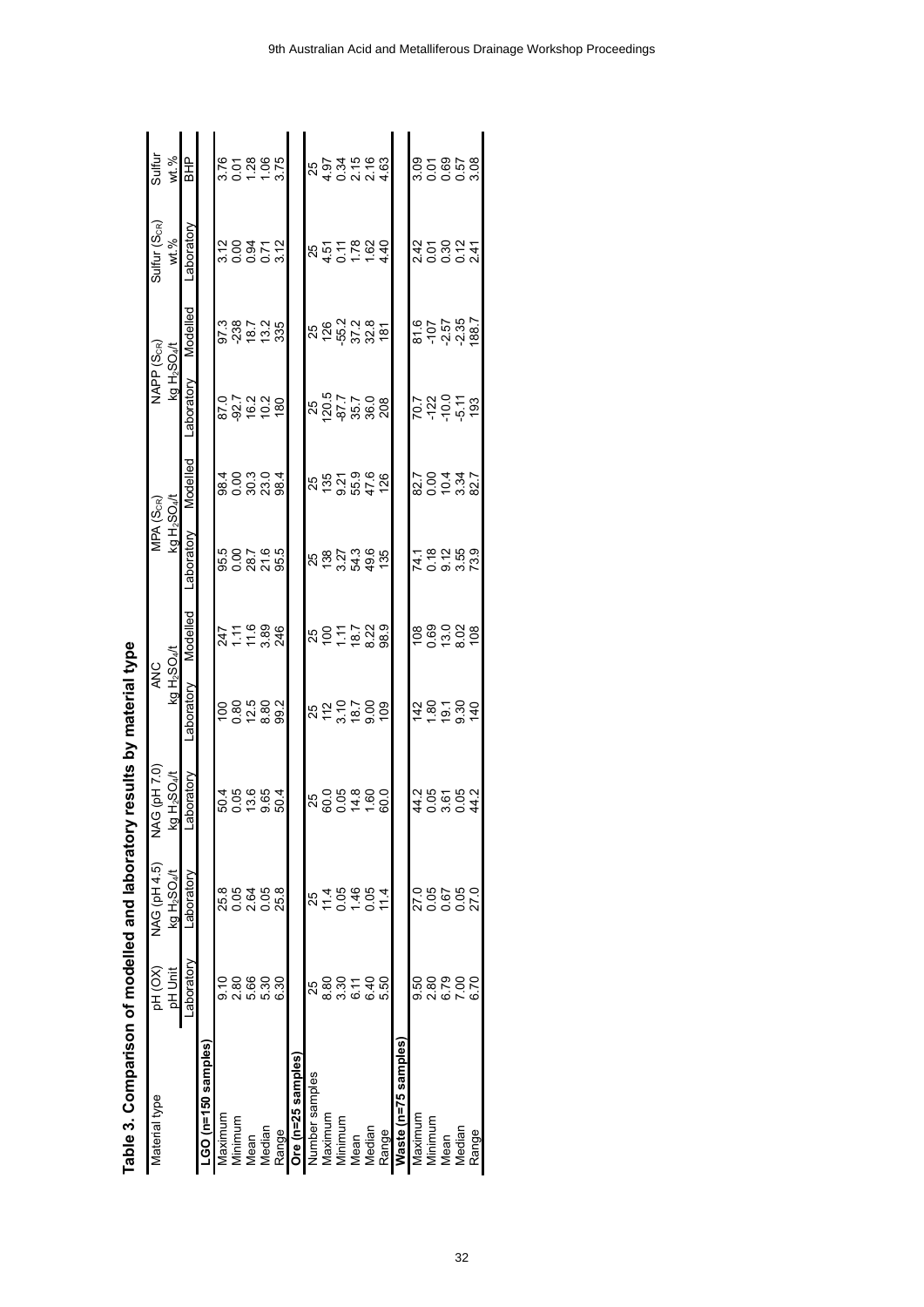**Table 3. Comparison of modelled and laboratory results by material type**

| Material type | pH (OX) | NAG (pH 4.5) | NAG (pH 7.0) | ANC | | MPA ($S_{CR}$) | | NAPP ($S_{CR}$) | | Sulfur ($S_{CR}$) | Sulfur |
|---|---|---|---|---|---|---|---|---|---|---|---|
| | pH Unit | kg $H_2SO_4$/t | kg $H_2SO_4$/t | kg $H_2SO_4$/t | | kg $H_2SO_4$/t | | kg $H_2SO_4$/t | | wt.% | wt.% |
| | Laboratory | Laboratory | Laboratory | Laboratory | Modelled | Laboratory | Modelled | Laboratory | Modelled | Laboratory | BHP |
| **LGO (n=150 samples)** | | | | | | | | | | | |
| Maximum | 9.10 | 25.8 | 50.4 | 100 | 247 | 95.5 | 98.4 | 87.0 | 97.3 | 3.12 | 3.76 |
| Minimum | 2.80 | 0.05 | 0.05 | 0.80 | 1.11 | 0.00 | 0.00 | -92.7 | -238 | 0.00 | 0.01 |
| Mean | 5.66 | 2.64 | 13.6 | 12.5 | 11.6 | 28.7 | 30.3 | 16.2 | 18.7 | 0.94 | 1.28 |
| Median | 5.30 | 0.05 | 9.65 | 8.80 | 3.89 | 21.6 | 23.0 | 10.2 | 13.2 | 0.71 | 1.06 |
| Range | 6.30 | 25.8 | 50.4 | 99.2 | 246 | 95.5 | 98.4 | 180 | 335 | 3.12 | 3.75 |
| **Ore (n=25 samples)** | | | | | | | | | | | |
| Number samples | 25 | 25 | 25 | 25 | 25 | 25 | 25 | 25 | 25 | 25 | 25 |
| Maximum | 8.80 | 11.4 | 60.0 | 112 | 100 | 138 | 135 | 120.5 | 126 | 4.51 | 4.97 |
| Minimum | 3.30 | 0.05 | 0.05 | 3.10 | 1.11 | 3.27 | 9.21 | -87.7 | -55.2 | 0.11 | 0.34 |
| Mean | 6.11 | 1.46 | 14.8 | 18.7 | 18.7 | 54.3 | 55.9 | 35.7 | 37.2 | 1.78 | 2.15 |
| Median | 6.40 | 0.05 | 1.60 | 9.00 | 8.22 | 49.6 | 47.6 | 36.0 | 32.8 | 1.62 | 2.16 |
| Range | 5.50 | 11.4 | 60.0 | 109 | 98.9 | 135 | 126 | 208 | 181 | 4.40 | 4.63 |
| **Waste (n=75 samples)** | | | | | | | | | | | |
| Maximum | 9.50 | 27.0 | 44.2 | 142 | 108 | 74.1 | 82.7 | 70.7 | 81.6 | 2.42 | 3.09 |
| Minimum | 2.80 | 0.05 | 0.05 | 1.80 | 0.69 | 0.18 | 0.00 | -122 | -107 | 0.01 | 0.01 |
| Mean | 6.79 | 0.67 | 3.61 | 19.1 | 13.0 | 9.12 | 10.4 | -10.0 | -2.57 | 0.30 | 0.69 |
| Median | 7.00 | 0.05 | 0.05 | 9.30 | 8.02 | 3.55 | 3.34 | -5.11 | -2.35 | 0.12 | 0.57 |
| Range | 6.70 | 27.0 | 44.2 | 140 | 108 | 73.9 | 82.7 | 193 | 188.7 | 2.41 | 3.08 |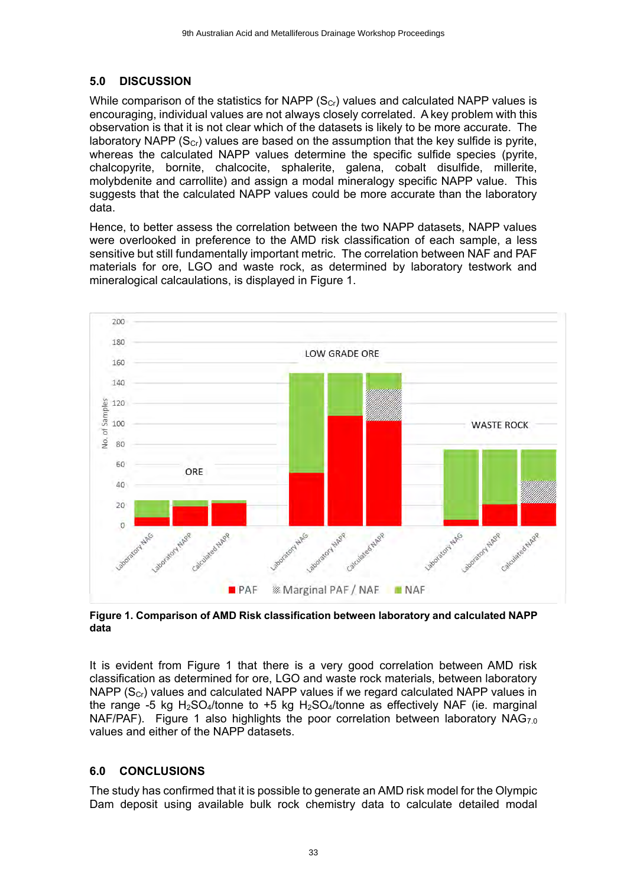## 5.0 DISCUSSION

While comparison of the statistics for NAPP ($S_{Cr}$) values and calculated NAPP values is encouraging, individual values are not always closely correlated. A key problem with this observation is that it is not clear which of the datasets is likely to be more accurate. The laboratory NAPP ($S_{Cr}$) values are based on the assumption that the key sulfide is pyrite, whereas the calculated NAPP values determine the specific sulfide species (pyrite, chalcopyrite, bornite, chalcocite, sphalerite, galena, cobalt disulfide, millerite, molybdenite and carrollite) and assign a modal mineralogy specific NAPP value. This suggests that the calculated NAPP values could be more accurate than the laboratory data.

Hence, to better assess the correlation between the two NAPP datasets, NAPP values were overlooked in preference to the AMD risk classification of each sample, a less sensitive but still fundamentally important metric. The correlation between NAF and PAF materials for ore, LGO and waste rock, as determined by laboratory testwork and mineralogical calcaulations, is displayed in Figure 1.

**Figure 1. Comparison of AMD Risk classification between laboratory and calculated NAPP data**

It is evident from Figure 1 that there is a very good correlation between AMD risk classification as determined for ore, LGO and waste rock materials, between laboratory NAPP ($S_{Cr}$) values and calculated NAPP values if we regard calculated NAPP values in the range -5 kg $H_2SO_4$/tonne to +5 kg $H_2SO_4$/tonne as effectively NAF (ie. marginal NAF/PAF). Figure 1 also highlights the poor correlation between laboratory $NAG_{7.0}$ values and either of the NAPP datasets.

## 6.0 CONCLUSIONS

The study has confirmed that it is possible to generate an AMD risk model for the Olympic Dam deposit using available bulk rock chemistry data to calculate detailed modal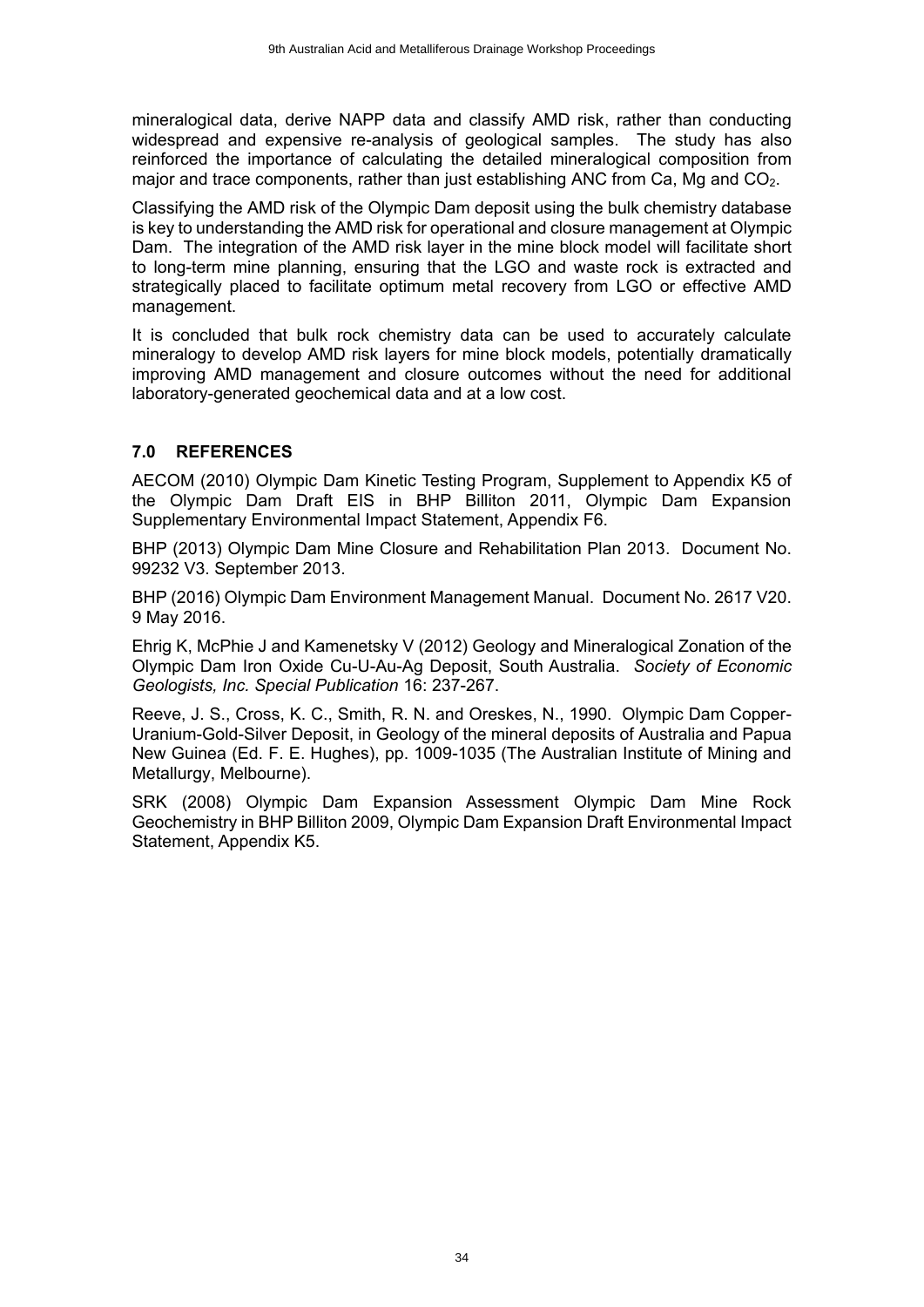mineralogical data, derive NAPP data and classify AMD risk, rather than conducting widespread and expensive re-analysis of geological samples. The study has also reinforced the importance of calculating the detailed mineralogical composition from major and trace components, rather than just establishing ANC from Ca, Mg and $CO_2$.

Classifying the AMD risk of the Olympic Dam deposit using the bulk chemistry database is key to understanding the AMD risk for operational and closure management at Olympic Dam. The integration of the AMD risk layer in the mine block model will facilitate short to long-term mine planning, ensuring that the LGO and waste rock is extracted and strategically placed to facilitate optimum metal recovery from LGO or effective AMD management.

It is concluded that bulk rock chemistry data can be used to accurately calculate mineralogy to develop AMD risk layers for mine block models, potentially dramatically improving AMD management and closure outcomes without the need for additional laboratory-generated geochemical data and at a low cost.

## 7.0 REFERENCES

AECOM (2010) Olympic Dam Kinetic Testing Program, Supplement to Appendix K5 of the Olympic Dam Draft EIS in BHP Billiton 2011, Olympic Dam Expansion Supplementary Environmental Impact Statement, Appendix F6.

BHP (2013) Olympic Dam Mine Closure and Rehabilitation Plan 2013. Document No. 99232 V3. September 2013.

BHP (2016) Olympic Dam Environment Management Manual. Document No. 2617 V20. 9 May 2016.

Ehrig K, McPhie J and Kamenetsky V (2012) Geology and Mineralogical Zonation of the Olympic Dam Iron Oxide Cu-U-Au-Ag Deposit, South Australia. *Society of Economic Geologists, Inc. Special Publication* 16: 237-267.

Reeve, J. S., Cross, K. C., Smith, R. N. and Oreskes, N., 1990. Olympic Dam Copper-Uranium-Gold-Silver Deposit, in Geology of the mineral deposits of Australia and Papua New Guinea (Ed. F. E. Hughes), pp. 1009-1035 (The Australian Institute of Mining and Metallurgy, Melbourne).

SRK (2008) Olympic Dam Expansion Assessment Olympic Dam Mine Rock Geochemistry in BHP Billiton 2009, Olympic Dam Expansion Draft Environmental Impact Statement, Appendix K5.